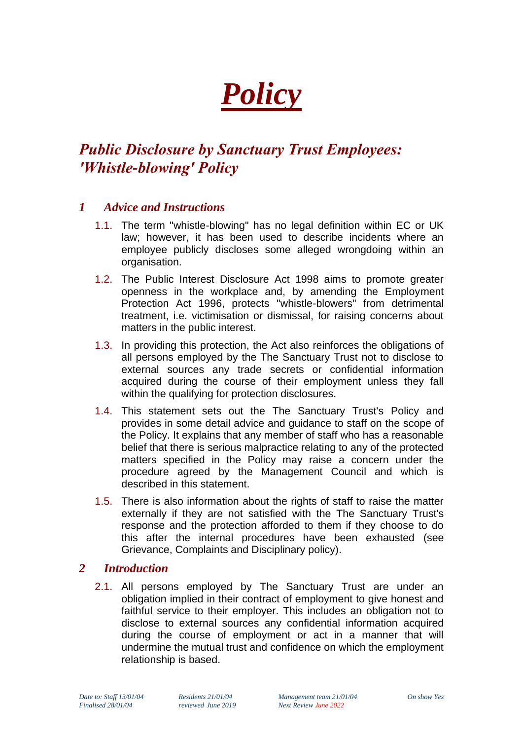# Policy

## Public Disclosure by Sanctuary Trust Employees: 'Whistle-blowing' Policy

### 1 Advice and Instructions

1.1. The term "whistle-blowing" has no legal definition within EC or UK law; however, it has been used to describe incidents where an employee publicly discloses some alleged wrongdoing within an organisation.

1.2. The Public Interest Disclosure Act 1998 aims to promote greater openness in the workplace and, by amending the Employment Protection Act 1996, protects "whistle-blowers" from detrimental treatment, i.e. victimisation or dismissal, for raising concerns about matters in the public interest.

1.3. In providing this protection, the Act also reinforces the obligations of all persons employed by the The Sanctuary Trust not to disclose to external sources any trade secrets or confidential information acquired during the course of their employment unless they fall within the qualifying for protection disclosures.

1.4. This statement sets out the The Sanctuary Trust's Policy and provides in some detail advice and guidance to staff on the scope of the Policy. It explains that any member of staff who has a reasonable belief that there is serious malpractice relating to any of the protected matters specified in the Policy may raise a concern under the procedure agreed by the Management Council and which is described in this statement.

1.5. There is also information about the rights of staff to raise the matter externally if they are not satisfied with the The Sanctuary Trust's response and the protection afforded to them if they choose to do this after the internal procedures have been exhausted (see Grievance, Complaints and Disciplinary policy).

### 2 Introduction

2.1. All persons employed by The Sanctuary Trust are under an obligation implied in their contract of employment to give honest and faithful service to their employer. This includes an obligation not to disclose to external sources any confidential information acquired during the course of employment or act in a manner that will undermine the mutual trust and confidence on which the employment relationship is based.

*Date to: Staff 13/01/04 — Residents 21/01/04 — Management team 21/01/04 — On show Yes*
*Finalised 28/01/04 — reviewed June 2019 — Next Review June 2022*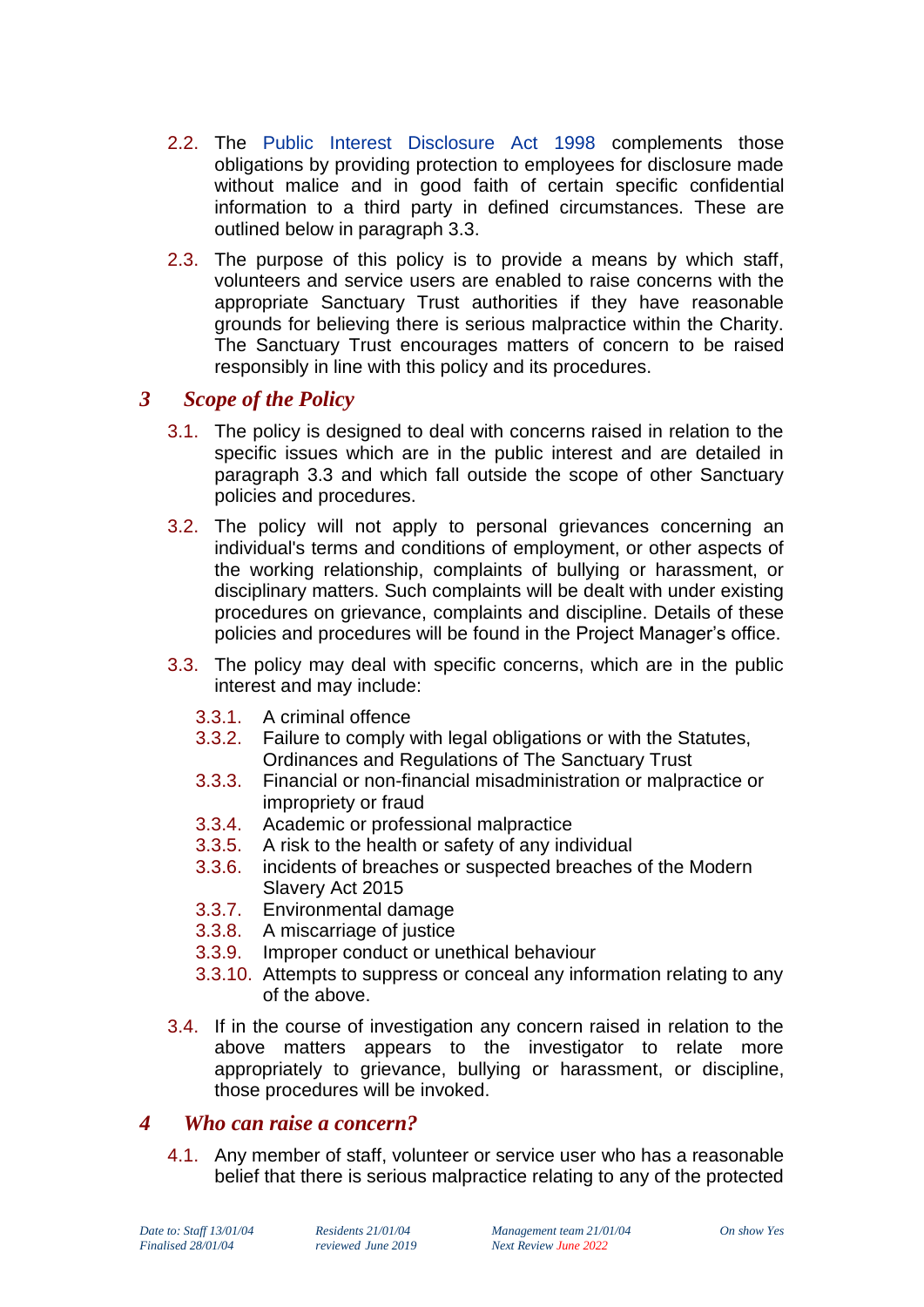2.2. The Public Interest Disclosure Act 1998 complements those obligations by providing protection to employees for disclosure made without malice and in good faith of certain specific confidential information to a third party in defined circumstances. These are outlined below in paragraph 3.3.

2.3. The purpose of this policy is to provide a means by which staff, volunteers and service users are enabled to raise concerns with the appropriate Sanctuary Trust authorities if they have reasonable grounds for believing there is serious malpractice within the Charity. The Sanctuary Trust encourages matters of concern to be raised responsibly in line with this policy and its procedures.

## *3 Scope of the Policy*

3.1. The policy is designed to deal with concerns raised in relation to the specific issues which are in the public interest and are detailed in paragraph 3.3 and which fall outside the scope of other Sanctuary policies and procedures.

3.2. The policy will not apply to personal grievances concerning an individual's terms and conditions of employment, or other aspects of the working relationship, complaints of bullying or harassment, or disciplinary matters. Such complaints will be dealt with under existing procedures on grievance, complaints and discipline. Details of these policies and procedures will be found in the Project Manager's office.

3.3. The policy may deal with specific concerns, which are in the public interest and may include:

- 3.3.1. A criminal offence
- 3.3.2. Failure to comply with legal obligations or with the Statutes, Ordinances and Regulations of The Sanctuary Trust
- 3.3.3. Financial or non-financial misadministration or malpractice or impropriety or fraud
- 3.3.4. Academic or professional malpractice
- 3.3.5. A risk to the health or safety of any individual
- 3.3.6. incidents of breaches or suspected breaches of the Modern Slavery Act 2015
- 3.3.7. Environmental damage
- 3.3.8. A miscarriage of justice
- 3.3.9. Improper conduct or unethical behaviour
- 3.3.10. Attempts to suppress or conceal any information relating to any of the above.

3.4. If in the course of investigation any concern raised in relation to the above matters appears to the investigator to relate more appropriately to grievance, bullying or harassment, or discipline, those procedures will be invoked.

## *4 Who can raise a concern?*

4.1. Any member of staff, volunteer or service user who has a reasonable belief that there is serious malpractice relating to any of the protected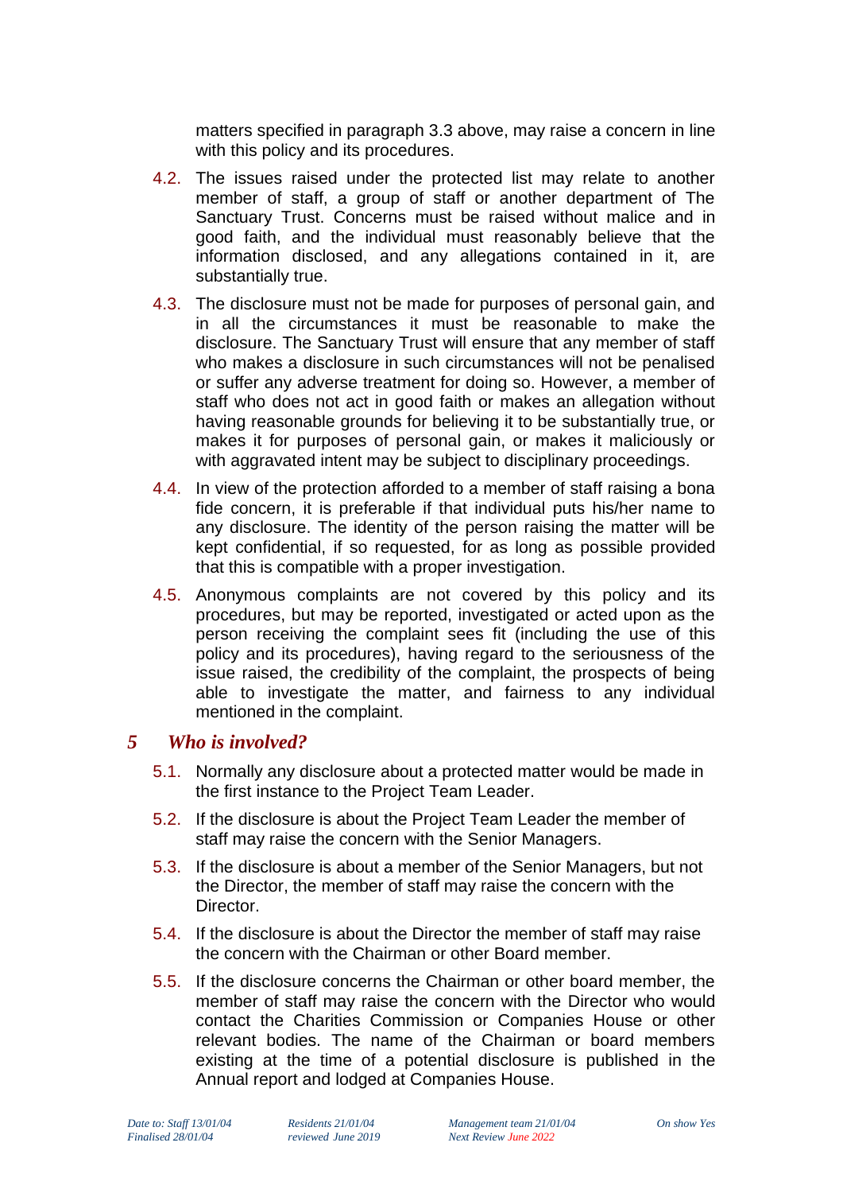matters specified in paragraph 3.3 above, may raise a concern in line with this policy and its procedures.

4.2. The issues raised under the protected list may relate to another member of staff, a group of staff or another department of The Sanctuary Trust. Concerns must be raised without malice and in good faith, and the individual must reasonably believe that the information disclosed, and any allegations contained in it, are substantially true.

4.3. The disclosure must not be made for purposes of personal gain, and in all the circumstances it must be reasonable to make the disclosure. The Sanctuary Trust will ensure that any member of staff who makes a disclosure in such circumstances will not be penalised or suffer any adverse treatment for doing so. However, a member of staff who does not act in good faith or makes an allegation without having reasonable grounds for believing it to be substantially true, or makes it for purposes of personal gain, or makes it maliciously or with aggravated intent may be subject to disciplinary proceedings.

4.4. In view of the protection afforded to a member of staff raising a bona fide concern, it is preferable if that individual puts his/her name to any disclosure. The identity of the person raising the matter will be kept confidential, if so requested, for as long as possible provided that this is compatible with a proper investigation.

4.5. Anonymous complaints are not covered by this policy and its procedures, but may be reported, investigated or acted upon as the person receiving the complaint sees fit (including the use of this policy and its procedures), having regard to the seriousness of the issue raised, the credibility of the complaint, the prospects of being able to investigate the matter, and fairness to any individual mentioned in the complaint.

## *5 Who is involved?*

5.1. Normally any disclosure about a protected matter would be made in the first instance to the Project Team Leader.

5.2. If the disclosure is about the Project Team Leader the member of staff may raise the concern with the Senior Managers.

5.3. If the disclosure is about a member of the Senior Managers, but not the Director, the member of staff may raise the concern with the Director.

5.4. If the disclosure is about the Director the member of staff may raise the concern with the Chairman or other Board member.

5.5. If the disclosure concerns the Chairman or other board member, the member of staff may raise the concern with the Director who would contact the Charities Commission or Companies House or other relevant bodies. The name of the Chairman or board members existing at the time of a potential disclosure is published in the Annual report and lodged at Companies House.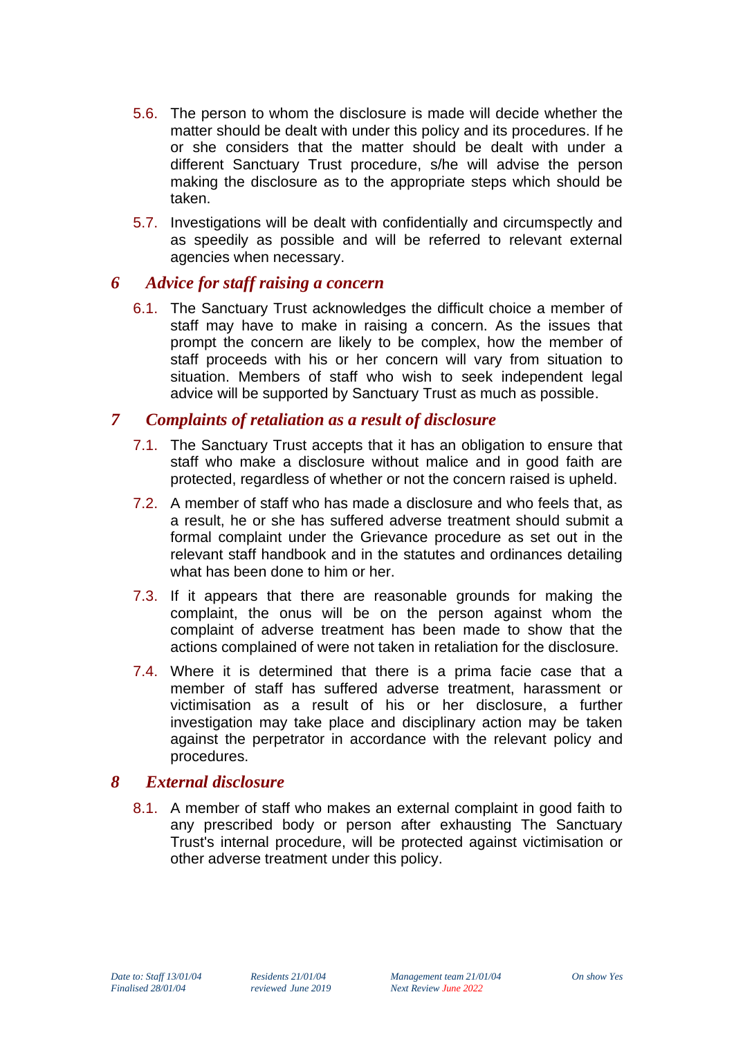5.6. The person to whom the disclosure is made will decide whether the matter should be dealt with under this policy and its procedures. If he or she considers that the matter should be dealt with under a different Sanctuary Trust procedure, s/he will advise the person making the disclosure as to the appropriate steps which should be taken.

5.7. Investigations will be dealt with confidentially and circumspectly and as speedily as possible and will be referred to relevant external agencies when necessary.

## *6 Advice for staff raising a concern*

6.1. The Sanctuary Trust acknowledges the difficult choice a member of staff may have to make in raising a concern. As the issues that prompt the concern are likely to be complex, how the member of staff proceeds with his or her concern will vary from situation to situation. Members of staff who wish to seek independent legal advice will be supported by Sanctuary Trust as much as possible.

## *7 Complaints of retaliation as a result of disclosure*

7.1. The Sanctuary Trust accepts that it has an obligation to ensure that staff who make a disclosure without malice and in good faith are protected, regardless of whether or not the concern raised is upheld.

7.2. A member of staff who has made a disclosure and who feels that, as a result, he or she has suffered adverse treatment should submit a formal complaint under the Grievance procedure as set out in the relevant staff handbook and in the statutes and ordinances detailing what has been done to him or her.

7.3. If it appears that there are reasonable grounds for making the complaint, the onus will be on the person against whom the complaint of adverse treatment has been made to show that the actions complained of were not taken in retaliation for the disclosure.

7.4. Where it is determined that there is a prima facie case that a member of staff has suffered adverse treatment, harassment or victimisation as a result of his or her disclosure, a further investigation may take place and disciplinary action may be taken against the perpetrator in accordance with the relevant policy and procedures.

## *8 External disclosure*

8.1. A member of staff who makes an external complaint in good faith to any prescribed body or person after exhausting The Sanctuary Trust's internal procedure, will be protected against victimisation or other adverse treatment under this policy.